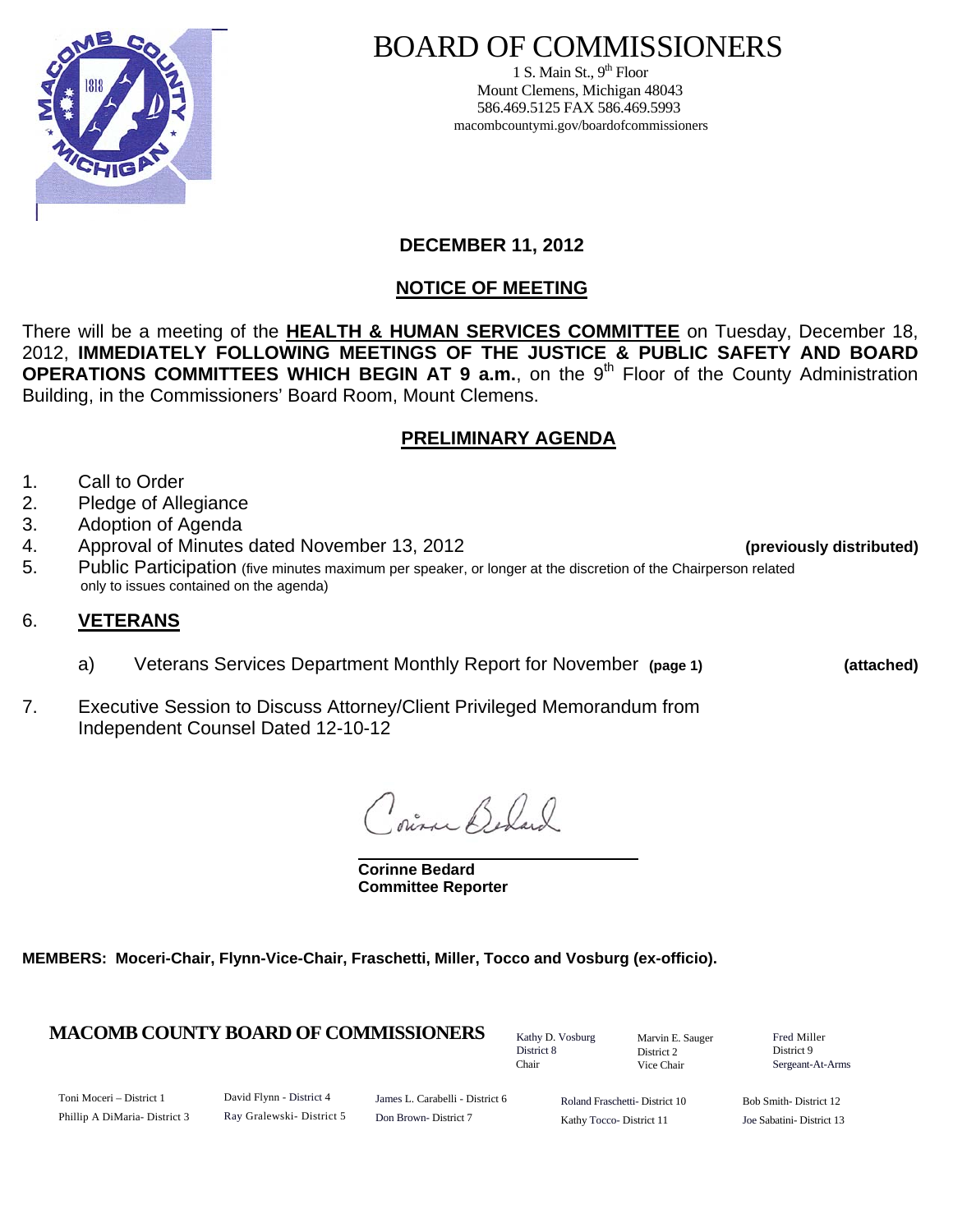# BOARD OF COMMISSIONERS

1 S. Main St., 9th Floor
Mount Clemens, Michigan 48043
586.469.5125 FAX 586.469.5993
macombcountymi.gov/boardofcommissioners

**DECEMBER 11, 2012**

## NOTICE OF MEETING

There will be a meeting of the **HEALTH & HUMAN SERVICES COMMITTEE** on Tuesday, December 18, 2012, **IMMEDIATELY FOLLOWING MEETINGS OF THE JUSTICE & PUBLIC SAFETY AND BOARD OPERATIONS COMMITTEES WHICH BEGIN AT 9 a.m.**, on the 9th Floor of the County Administration Building, in the Commissioners' Board Room, Mount Clemens.

## PRELIMINARY AGENDA

1. Call to Order
2. Pledge of Allegiance
3. Adoption of Agenda
4. Approval of Minutes dated November 13, 2012 **(previously distributed)**
5. Public Participation (five minutes maximum per speaker, or longer at the discretion of the Chairperson related only to issues contained on the agenda)
6. **VETERANS**
   a) Veterans Services Department Monthly Report for November **(page 1)** **(attached)**
7. Executive Session to Discuss Attorney/Client Privileged Memorandum from Independent Counsel Dated 12-10-12

Corinne Bedard

**Corinne Bedard**
**Committee Reporter**

**MEMBERS: Moceri-Chair, Flynn-Vice-Chair, Fraschetti, Miller, Tocco and Vosburg (ex-officio).**

**MACOMB COUNTY BOARD OF COMMISSIONERS**

Kathy D. Vosburg, District 8, Chair
Marvin E. Sauger, District 2, Vice Chair
Fred Miller, District 9, Sergeant-At-Arms

Toni Moceri – District 1
Phillip A DiMaria- District 3
David Flynn - District 4
Ray Gralewski- District 5
James L. Carabelli - District 6
Don Brown- District 7
Roland Fraschetti- District 10
Kathy Tocco- District 11
Bob Smith- District 12
Joe Sabatini- District 13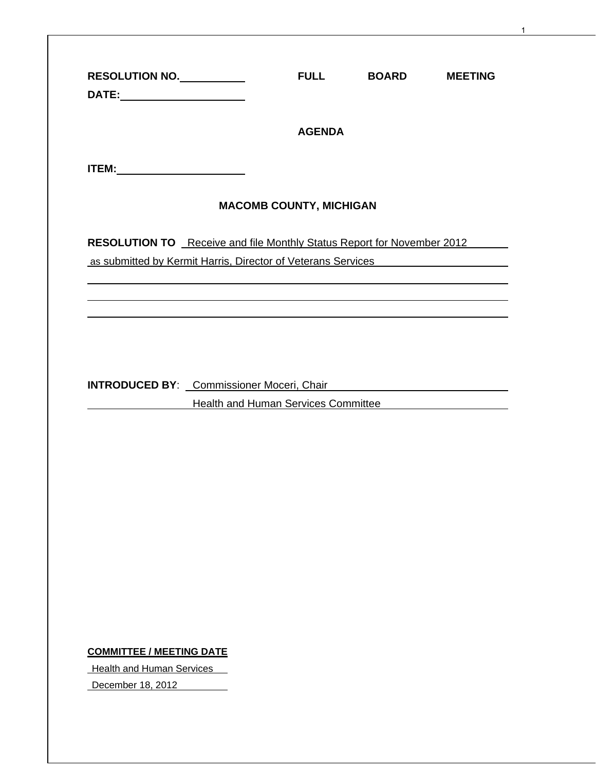**RESOLUTION NO.\_\_\_\_\_\_\_\_\_\_\_ FULL BOARD MEETING DATE:\_\_\_\_\_\_\_\_\_\_\_\_\_\_\_\_\_\_\_\_\_**

**AGENDA**

**ITEM:\_\_\_\_\_\_\_\_\_\_\_\_\_\_\_\_\_\_\_\_\_\_**

**MACOMB COUNTY, MICHIGAN**

**RESOLUTION TO** Receive and file Monthly Status Report for November 2012 as submitted by Kermit Harris, Director of Veterans Services

**INTRODUCED BY**: Commissioner Moceri, Chair
Health and Human Services Committee

**COMMITTEE / MEETING DATE**

Health and Human Services

December 18, 2012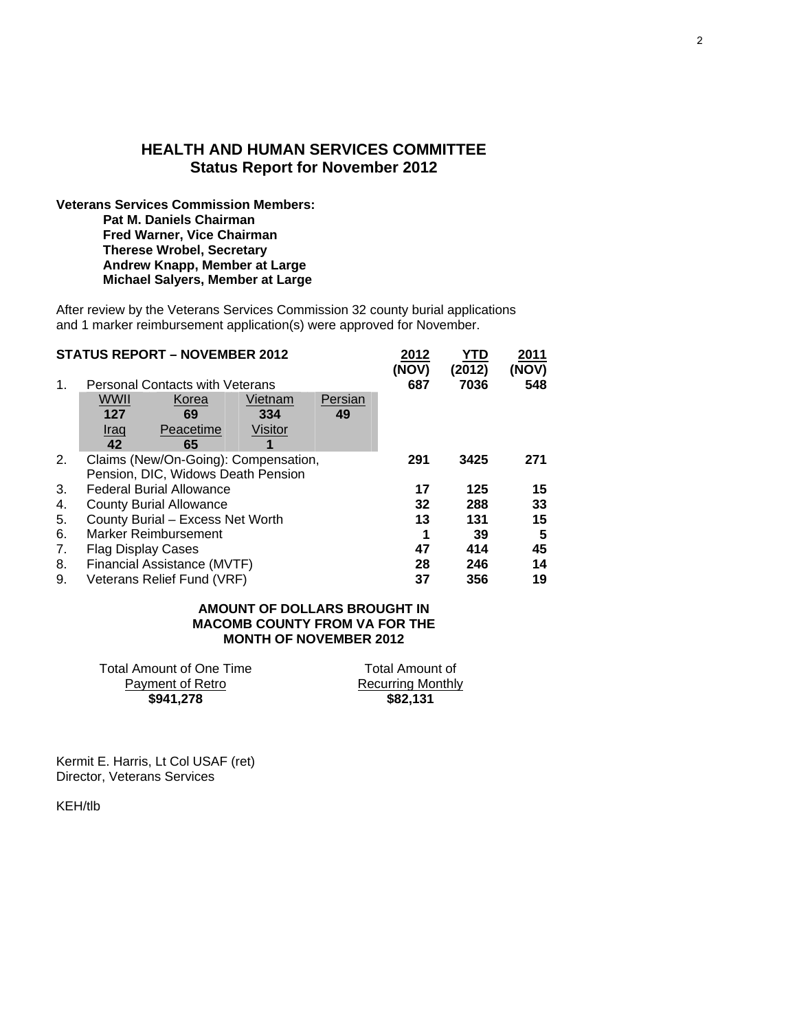## HEALTH AND HUMAN SERVICES COMMITTEE
## Status Report for November 2012

**Veterans Services Commission Members:**

**Pat M. Daniels Chairman**
**Fred Warner, Vice Chairman**
**Therese Wrobel, Secretary**
**Andrew Knapp, Member at Large**
**Michael Salyers, Member at Large**

After review by the Veterans Services Commission 32 county burial applications and 1 marker reimbursement application(s) were approved for November.

| | STATUS REPORT – NOVEMBER 2012 | 2012 (NOV) | YTD (2012) | 2011 (NOV) |
|---|---|---|---|---|
| 1. | Personal Contacts with Veterans | 687 | 7036 | 548 |
| | WWII 127, Korea 69, Vietnam 334, Persian 49, Iraq 42, Peacetime 65, Visitor 1 | | | |
| 2. | Claims (New/On-Going): Compensation, Pension, DIC, Widows Death Pension | 291 | 3425 | 271 |
| 3. | Federal Burial Allowance | 17 | 125 | 15 |
| 4. | County Burial Allowance | 32 | 288 | 33 |
| 5. | County Burial – Excess Net Worth | 13 | 131 | 15 |
| 6. | Marker Reimbursement | 1 | 39 | 5 |
| 7. | Flag Display Cases | 47 | 414 | 45 |
| 8. | Financial Assistance (MVTF) | 28 | 246 | 14 |
| 9. | Veterans Relief Fund (VRF) | 37 | 356 | 19 |

| WWII | Korea | Vietnam | Persian |
|---|---|---|---|
| 127 | 69 | 334 | 49 |
| **Iraq** | **Peacetime** | **Visitor** | |
| 42 | 65 | 1 | |

**AMOUNT OF DOLLARS BROUGHT IN MACOMB COUNTY FROM VA FOR THE MONTH OF NOVEMBER 2012**

| Total Amount of One Time Payment of Retro | Total Amount of Recurring Monthly |
|---|---|
| **$941,278** | **$82,131** |

Kermit E. Harris, Lt Col USAF (ret)
Director, Veterans Services

KEH/tlb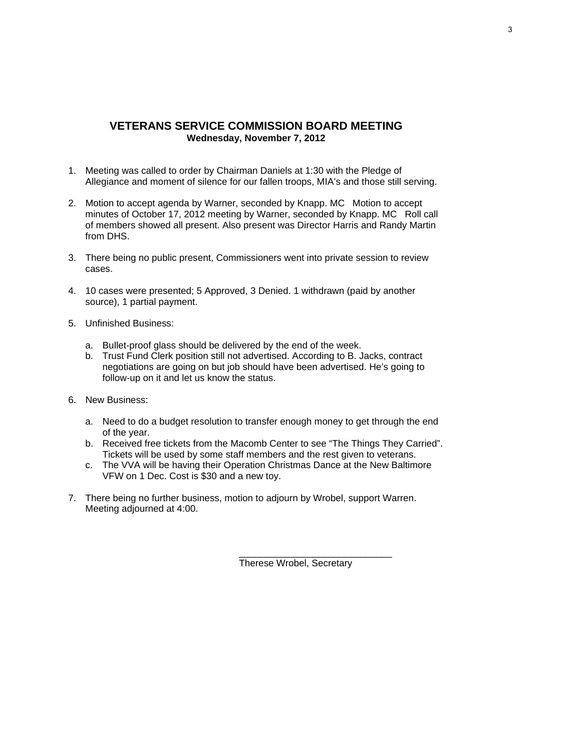# VETERANS SERVICE COMMISSION BOARD MEETING

**Wednesday, November 7, 2012**

1. Meeting was called to order by Chairman Daniels at 1:30 with the Pledge of Allegiance and moment of silence for our fallen troops, MIA's and those still serving.

2. Motion to accept agenda by Warner, seconded by Knapp. MC   Motion to accept minutes of October 17, 2012 meeting by Warner, seconded by Knapp. MC   Roll call of members showed all present. Also present was Director Harris and Randy Martin from DHS.

3. There being no public present, Commissioners went into private session to review cases.

4. 10 cases were presented; 5 Approved, 3 Denied. 1 withdrawn (paid by another source), 1 partial payment.

5. Unfinished Business:

   a. Bullet-proof glass should be delivered by the end of the week.
   b. Trust Fund Clerk position still not advertised. According to B. Jacks, contract negotiations are going on but job should have been advertised. He's going to follow-up on it and let us know the status.

6. New Business:

   a. Need to do a budget resolution to transfer enough money to get through the end of the year.
   b. Received free tickets from the Macomb Center to see "The Things They Carried". Tickets will be used by some staff members and the rest given to veterans.
   c. The VVA will be having their Operation Christmas Dance at the New Baltimore VFW on 1 Dec. Cost is $30 and a new toy.

7. There being no further business, motion to adjourn by Wrobel, support Warren. Meeting adjourned at 4:00.

\_\_\_\_\_\_\_\_\_\_\_\_\_\_\_\_\_\_\_\_\_\_\_\_\_\_\_\_\_\_

Therese Wrobel, Secretary